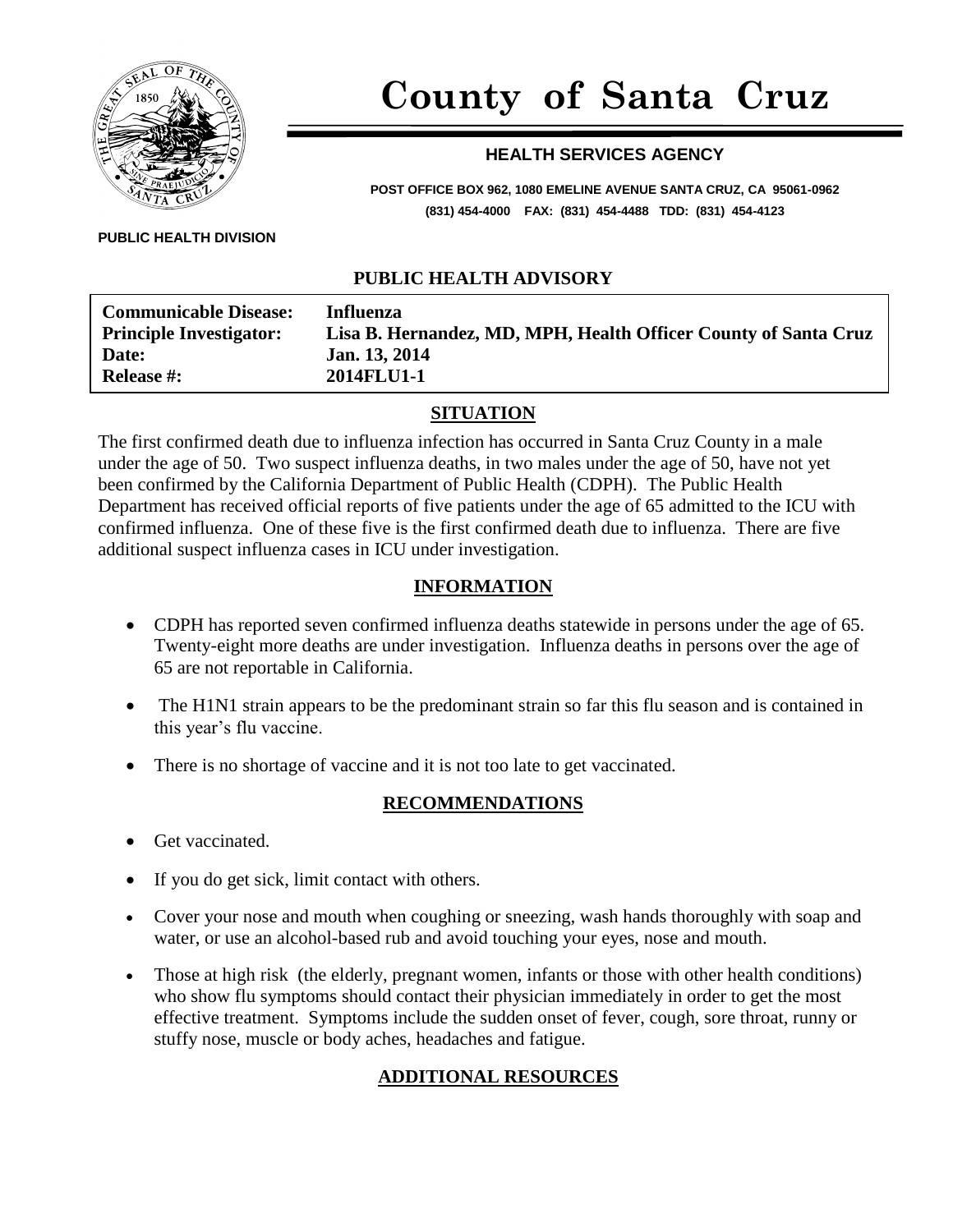# County of Santa Cruz

## HEALTH SERVICES AGENCY

**POST OFFICE BOX 962, 1080 EMELINE AVENUE SANTA CRUZ, CA 95061-0962**
**(831) 454-4000 FAX: (831) 454-4488 TDD: (831) 454-4123**

**PUBLIC HEALTH DIVISION**

## PUBLIC HEALTH ADVISORY

| | |
|---|---|
| **Communicable Disease:** | **Influenza** |
| **Principle Investigator:** | **Lisa B. Hernandez, MD, MPH, Health Officer County of Santa Cruz** |
| **Date:** | **Jan. 13, 2014** |
| **Release #:** | **2014FLU1-1** |

## SITUATION

The first confirmed death due to influenza infection has occurred in Santa Cruz County in a male under the age of 50. Two suspect influenza deaths, in two males under the age of 50, have not yet been confirmed by the California Department of Public Health (CDPH). The Public Health Department has received official reports of five patients under the age of 65 admitted to the ICU with confirmed influenza. One of these five is the first confirmed death due to influenza. There are five additional suspect influenza cases in ICU under investigation.

## INFORMATION

- CDPH has reported seven confirmed influenza deaths statewide in persons under the age of 65. Twenty-eight more deaths are under investigation. Influenza deaths in persons over the age of 65 are not reportable in California.
- The H1N1 strain appears to be the predominant strain so far this flu season and is contained in this year's flu vaccine.
- There is no shortage of vaccine and it is not too late to get vaccinated.

## RECOMMENDATIONS

- Get vaccinated.
- If you do get sick, limit contact with others.
- Cover your nose and mouth when coughing or sneezing, wash hands thoroughly with soap and water, or use an alcohol-based rub and avoid touching your eyes, nose and mouth.
- Those at high risk (the elderly, pregnant women, infants or those with other health conditions) who show flu symptoms should contact their physician immediately in order to get the most effective treatment. Symptoms include the sudden onset of fever, cough, sore throat, runny or stuffy nose, muscle or body aches, headaches and fatigue.

## ADDITIONAL RESOURCES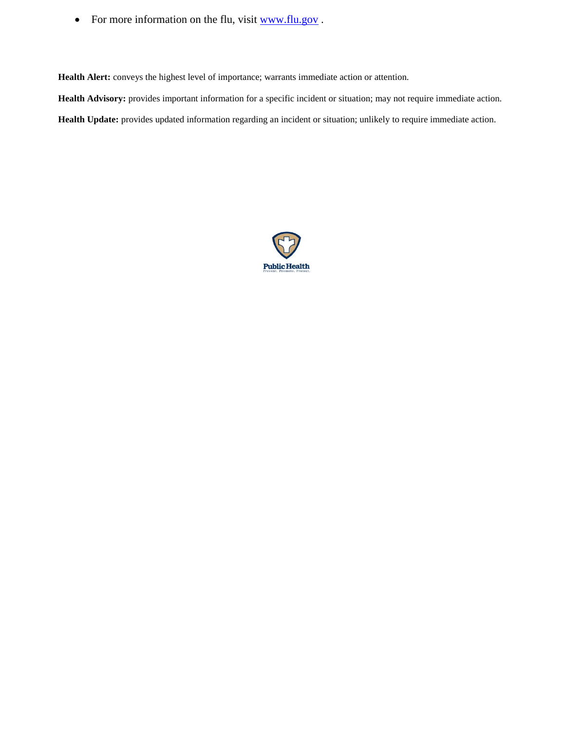- For more information on the flu, visit [www.flu.gov](http://www.flu.gov) .

**Health Alert:** conveys the highest level of importance; warrants immediate action or attention.

**Health Advisory:** provides important information for a specific incident or situation; may not require immediate action.

**Health Update:** provides updated information regarding an incident or situation; unlikely to require immediate action.

Public Health
Prevent. Promote. Protect.